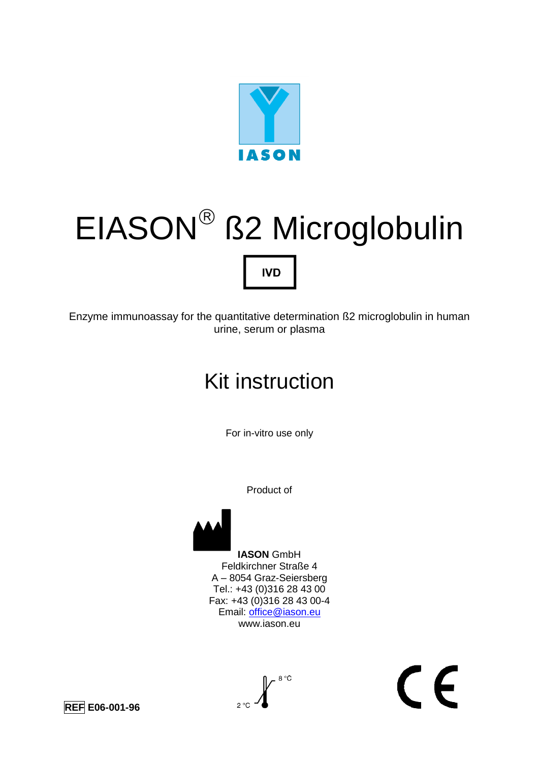IASON

# EIASON® ß2 Microglobulin

IVD

Enzyme immunoassay for the quantitative determination ß2 microglobulin in human urine, serum or plasma

## Kit instruction

For in-vitro use only

Product of

**IASON** GmbH
Feldkirchner Straße 4
A – 8054 Graz-Seiersberg
Tel.: +43 (0)316 28 43 00
Fax: +43 (0)316 28 43 00-4
Email: office@iason.eu
www.iason.eu

REF **E06-001-96**

2 °C – 8 °C

CE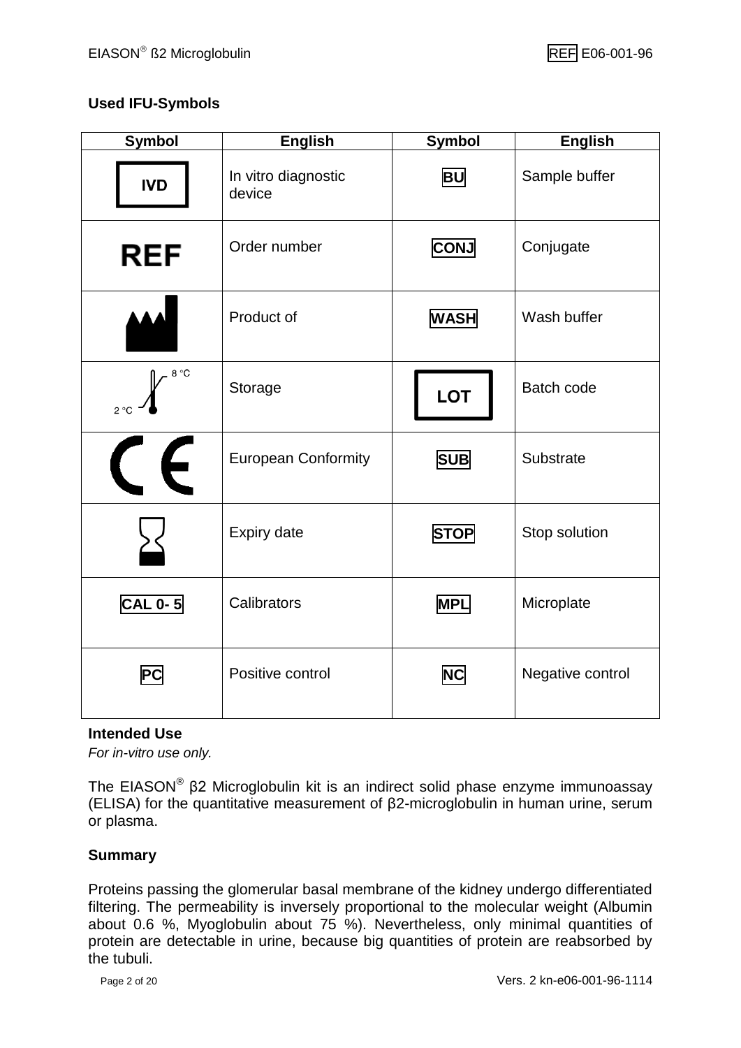## Used IFU-Symbols

| Symbol | English | Symbol | English |
|---|---|---|---|
| IVD | In vitro diagnostic device | BU | Sample buffer |
| REF | Order number | CONJ | Conjugate |
| | Product of | WASH | Wash buffer |
| 2 °C – 8 °C | Storage | LOT | Batch code |
| CE | European Conformity | SUB | Substrate |
| | Expiry date | STOP | Stop solution |
| CAL 0- 5 | Calibrators | MPL | Microplate |
| PC | Positive control | NC | Negative control |

### Intended Use

*For in-vitro use only.*

The EIASON® β2 Microglobulin kit is an indirect solid phase enzyme immunoassay (ELISA) for the quantitative measurement of β2-microglobulin in human urine, serum or plasma.

### Summary

Proteins passing the glomerular basal membrane of the kidney undergo differentiated filtering. The permeability is inversely proportional to the molecular weight (Albumin about 0.6 %, Myoglobulin about 75 %). Nevertheless, only minimal quantities of protein are detectable in urine, because big quantities of protein are reabsorbed by the tubuli.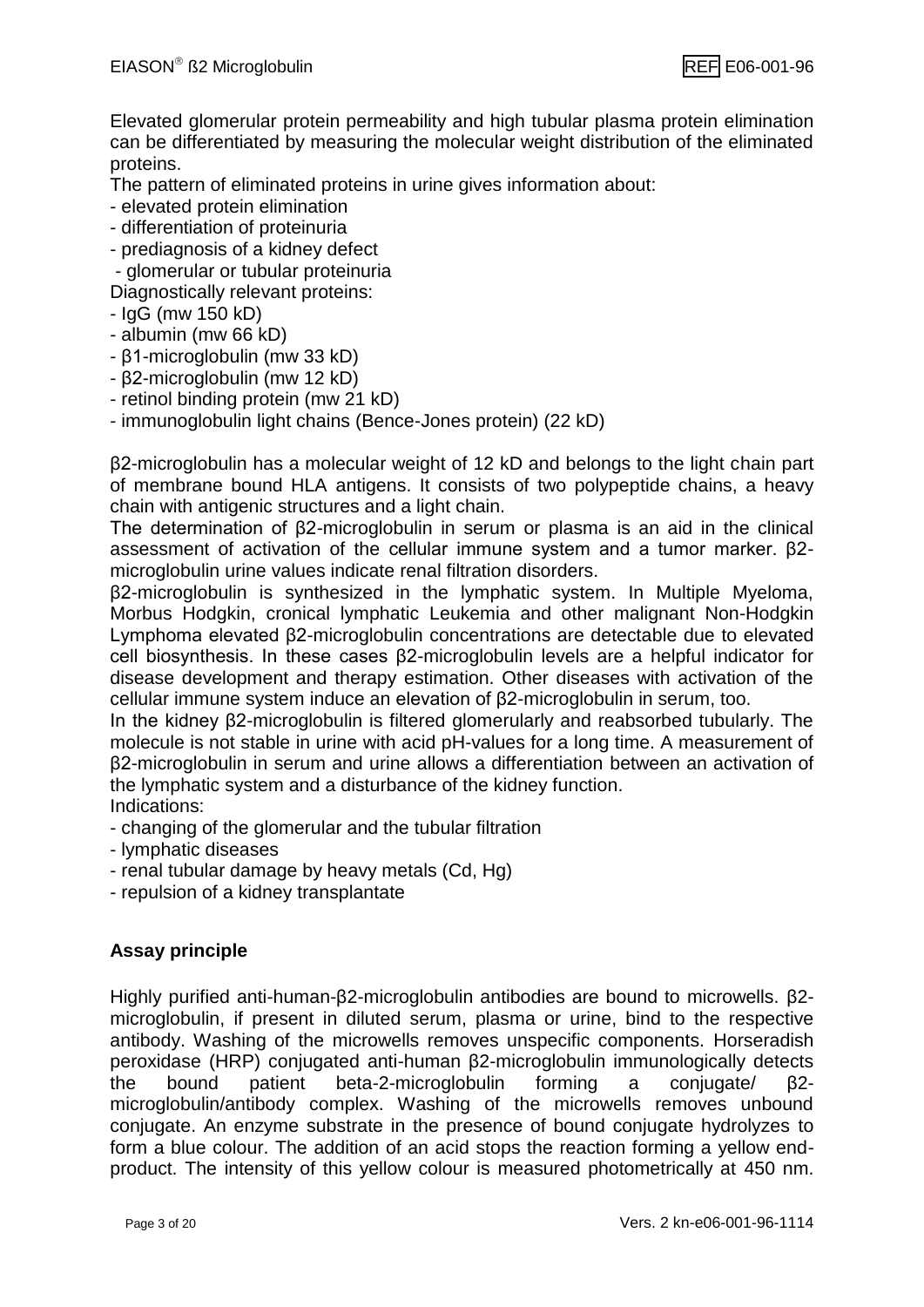Elevated glomerular protein permeability and high tubular plasma protein elimination can be differentiated by measuring the molecular weight distribution of the eliminated proteins.

The pattern of eliminated proteins in urine gives information about:

- elevated protein elimination
- differentiation of proteinuria
- prediagnosis of a kidney defect
- glomerular or tubular proteinuria

Diagnostically relevant proteins:

- IgG (mw 150 kD)
- albumin (mw 66 kD)
- β1-microglobulin (mw 33 kD)
- β2-microglobulin (mw 12 kD)
- retinol binding protein (mw 21 kD)
- immunoglobulin light chains (Bence-Jones protein) (22 kD)

β2-microglobulin has a molecular weight of 12 kD and belongs to the light chain part of membrane bound HLA antigens. It consists of two polypeptide chains, a heavy chain with antigenic structures and a light chain.

The determination of β2-microglobulin in serum or plasma is an aid in the clinical assessment of activation of the cellular immune system and a tumor marker. β2-microglobulin urine values indicate renal filtration disorders.

β2-microglobulin is synthesized in the lymphatic system. In Multiple Myeloma, Morbus Hodgkin, cronical lymphatic Leukemia and other malignant Non-Hodgkin Lymphoma elevated β2-microglobulin concentrations are detectable due to elevated cell biosynthesis. In these cases β2-microglobulin levels are a helpful indicator for disease development and therapy estimation. Other diseases with activation of the cellular immune system induce an elevation of β2-microglobulin in serum, too.

In the kidney β2-microglobulin is filtered glomerularly and reabsorbed tubularly. The molecule is not stable in urine with acid pH-values for a long time. A measurement of β2-microglobulin in serum and urine allows a differentiation between an activation of the lymphatic system and a disturbance of the kidney function.

Indications:

- changing of the glomerular and the tubular filtration
- lymphatic diseases
- renal tubular damage by heavy metals (Cd, Hg)
- repulsion of a kidney transplantate

## Assay principle

Highly purified anti-human-β2-microglobulin antibodies are bound to microwells. β2-microglobulin, if present in diluted serum, plasma or urine, bind to the respective antibody. Washing of the microwells removes unspecific components. Horseradish peroxidase (HRP) conjugated anti-human β2-microglobulin immunologically detects the bound patient beta-2-microglobulin forming a conjugate/ β2-microglobulin/antibody complex. Washing of the microwells removes unbound conjugate. An enzyme substrate in the presence of bound conjugate hydrolyzes to form a blue colour. The addition of an acid stops the reaction forming a yellow end-product. The intensity of this yellow colour is measured photometrically at 450 nm.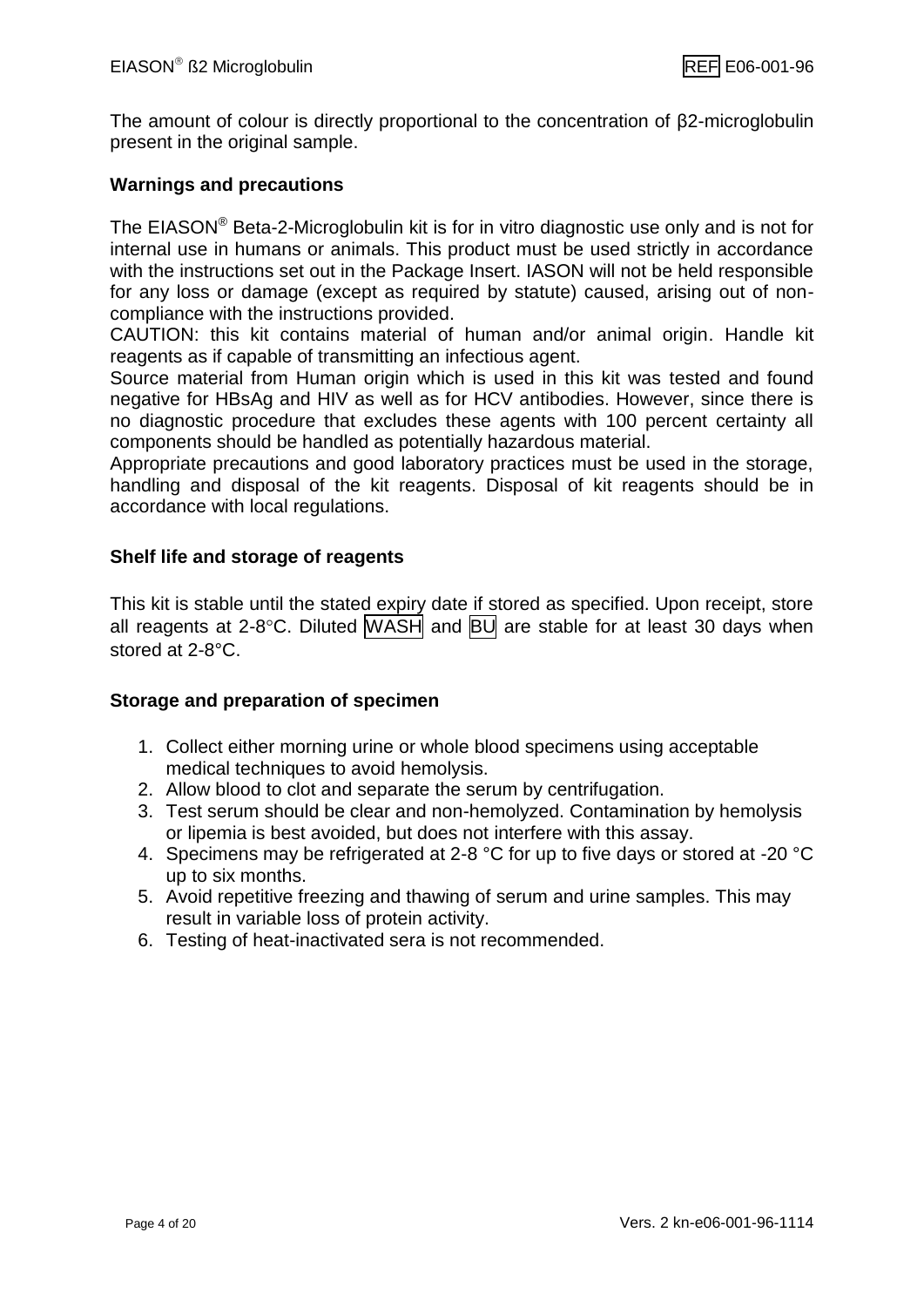The amount of colour is directly proportional to the concentration of β2-microglobulin present in the original sample.

### Warnings and precautions

The EIASON® Beta-2-Microglobulin kit is for in vitro diagnostic use only and is not for internal use in humans or animals. This product must be used strictly in accordance with the instructions set out in the Package Insert. IASON will not be held responsible for any loss or damage (except as required by statute) caused, arising out of non-compliance with the instructions provided.
CAUTION: this kit contains material of human and/or animal origin. Handle kit reagents as if capable of transmitting an infectious agent.
Source material from Human origin which is used in this kit was tested and found negative for HBsAg and HIV as well as for HCV antibodies. However, since there is no diagnostic procedure that excludes these agents with 100 percent certainty all components should be handled as potentially hazardous material.
Appropriate precautions and good laboratory practices must be used in the storage, handling and disposal of the kit reagents. Disposal of kit reagents should be in accordance with local regulations.

### Shelf life and storage of reagents

This kit is stable until the stated expiry date if stored as specified. Upon receipt, store all reagents at 2-8°C. Diluted WASH and BU are stable for at least 30 days when stored at 2-8°C.

### Storage and preparation of specimen

1. Collect either morning urine or whole blood specimens using acceptable medical techniques to avoid hemolysis.
2. Allow blood to clot and separate the serum by centrifugation.
3. Test serum should be clear and non-hemolyzed. Contamination by hemolysis or lipemia is best avoided, but does not interfere with this assay.
4. Specimens may be refrigerated at 2-8 °C for up to five days or stored at -20 °C up to six months.
5. Avoid repetitive freezing and thawing of serum and urine samples. This may result in variable loss of protein activity.
6. Testing of heat-inactivated sera is not recommended.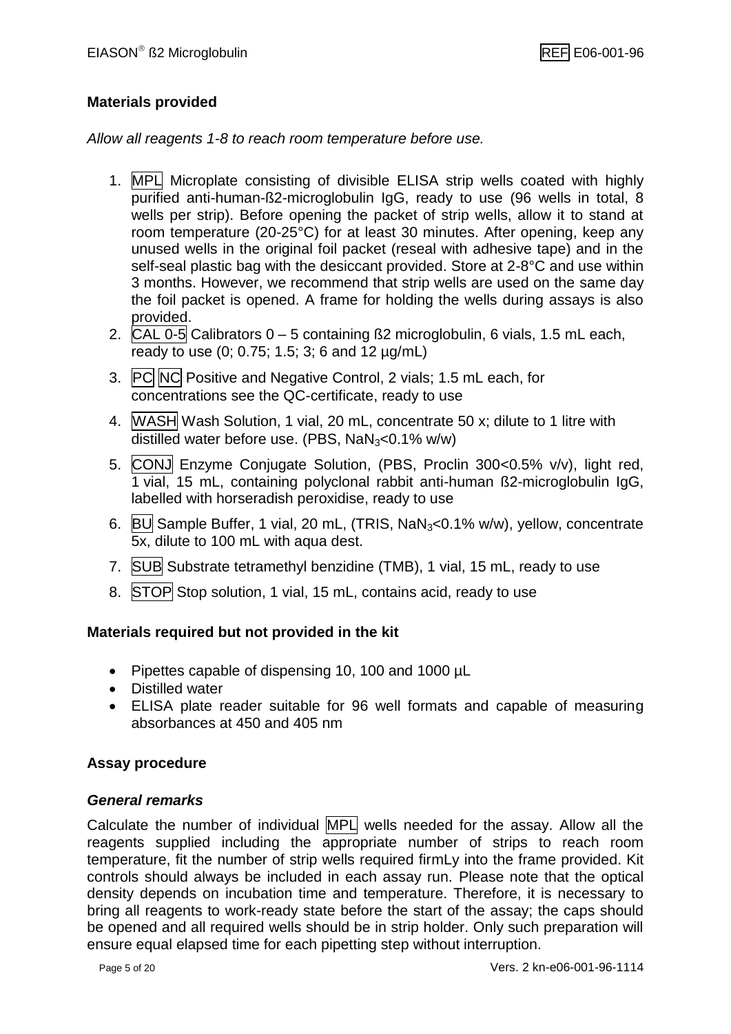## Materials provided

*Allow all reagents 1-8 to reach room temperature before use.*

1. MPL Microplate consisting of divisible ELISA strip wells coated with highly purified anti-human-ß2-microglobulin IgG, ready to use (96 wells in total, 8 wells per strip). Before opening the packet of strip wells, allow it to stand at room temperature (20-25°C) for at least 30 minutes. After opening, keep any unused wells in the original foil packet (reseal with adhesive tape) and in the self-seal plastic bag with the desiccant provided. Store at 2-8°C and use within 3 months. However, we recommend that strip wells are used on the same day the foil packet is opened. A frame for holding the wells during assays is also provided.
2. CAL 0-5 Calibrators 0 – 5 containing ß2 microglobulin, 6 vials, 1.5 mL each, ready to use (0; 0.75; 1.5; 3; 6 and 12 µg/mL)
3. PC NC Positive and Negative Control, 2 vials; 1.5 mL each, for concentrations see the QC-certificate, ready to use
4. WASH Wash Solution, 1 vial, 20 mL, concentrate 50 x; dilute to 1 litre with distilled water before use. (PBS, $NaN_3$<0.1% w/w)
5. CONJ Enzyme Conjugate Solution, (PBS, Proclin 300<0.5% v/v), light red, 1 vial, 15 mL, containing polyclonal rabbit anti-human ß2-microglobulin IgG, labelled with horseradish peroxidise, ready to use
6. BU Sample Buffer, 1 vial, 20 mL, (TRIS, $NaN_3$<0.1% w/w), yellow, concentrate 5x, dilute to 100 mL with aqua dest.
7. SUB Substrate tetramethyl benzidine (TMB), 1 vial, 15 mL, ready to use
8. STOP Stop solution, 1 vial, 15 mL, contains acid, ready to use

## Materials required but not provided in the kit

- Pipettes capable of dispensing 10, 100 and 1000 µL
- Distilled water
- ELISA plate reader suitable for 96 well formats and capable of measuring absorbances at 450 and 405 nm

## Assay procedure

### *General remarks*

Calculate the number of individual MPL wells needed for the assay. Allow all the reagents supplied including the appropriate number of strips to reach room temperature, fit the number of strip wells required firmLy into the frame provided. Kit controls should always be included in each assay run. Please note that the optical density depends on incubation time and temperature. Therefore, it is necessary to bring all reagents to work-ready state before the start of the assay; the caps should be opened and all required wells should be in strip holder. Only such preparation will ensure equal elapsed time for each pipetting step without interruption.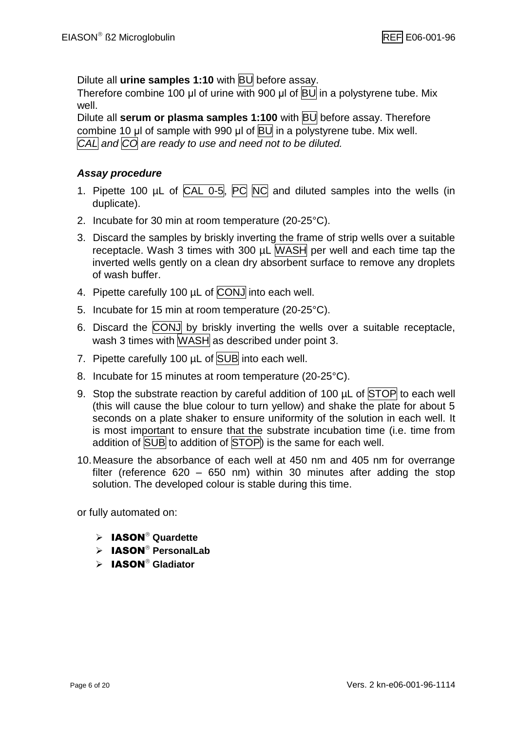Dilute all **urine samples 1:10** with BU before assay.
Therefore combine 100 µl of urine with 900 µl of BU in a polystyrene tube. Mix well.
Dilute all **serum or plasma samples 1:100** with BU before assay. Therefore combine 10 µl of sample with 990 µl of BU in a polystyrene tube. Mix well.
*CAL and CO are ready to use and need not to be diluted.*

### *Assay procedure*

1. Pipette 100 µL of CAL 0-5, PC NC and diluted samples into the wells (in duplicate).
2. Incubate for 30 min at room temperature (20-25°C).
3. Discard the samples by briskly inverting the frame of strip wells over a suitable receptacle. Wash 3 times with 300 µL WASH per well and each time tap the inverted wells gently on a clean dry absorbent surface to remove any droplets of wash buffer.
4. Pipette carefully 100 µL of CONJ into each well.
5. Incubate for 15 min at room temperature (20-25°C).
6. Discard the CONJ by briskly inverting the wells over a suitable receptacle, wash 3 times with WASH as described under point 3.
7. Pipette carefully 100 µL of SUB into each well.
8. Incubate for 15 minutes at room temperature (20-25°C).
9. Stop the substrate reaction by careful addition of 100 µL of STOP to each well (this will cause the blue colour to turn yellow) and shake the plate for about 5 seconds on a plate shaker to ensure uniformity of the solution in each well. It is most important to ensure that the substrate incubation time (i.e. time from addition of SUB to addition of STOP) is the same for each well.
10. Measure the absorbance of each well at 450 nm and 405 nm for overrange filter (reference 620 – 650 nm) within 30 minutes after adding the stop solution. The developed colour is stable during this time.

or fully automated on:

- **IASON® Quardette**
- **IASON® PersonalLab**
- **IASON® Gladiator**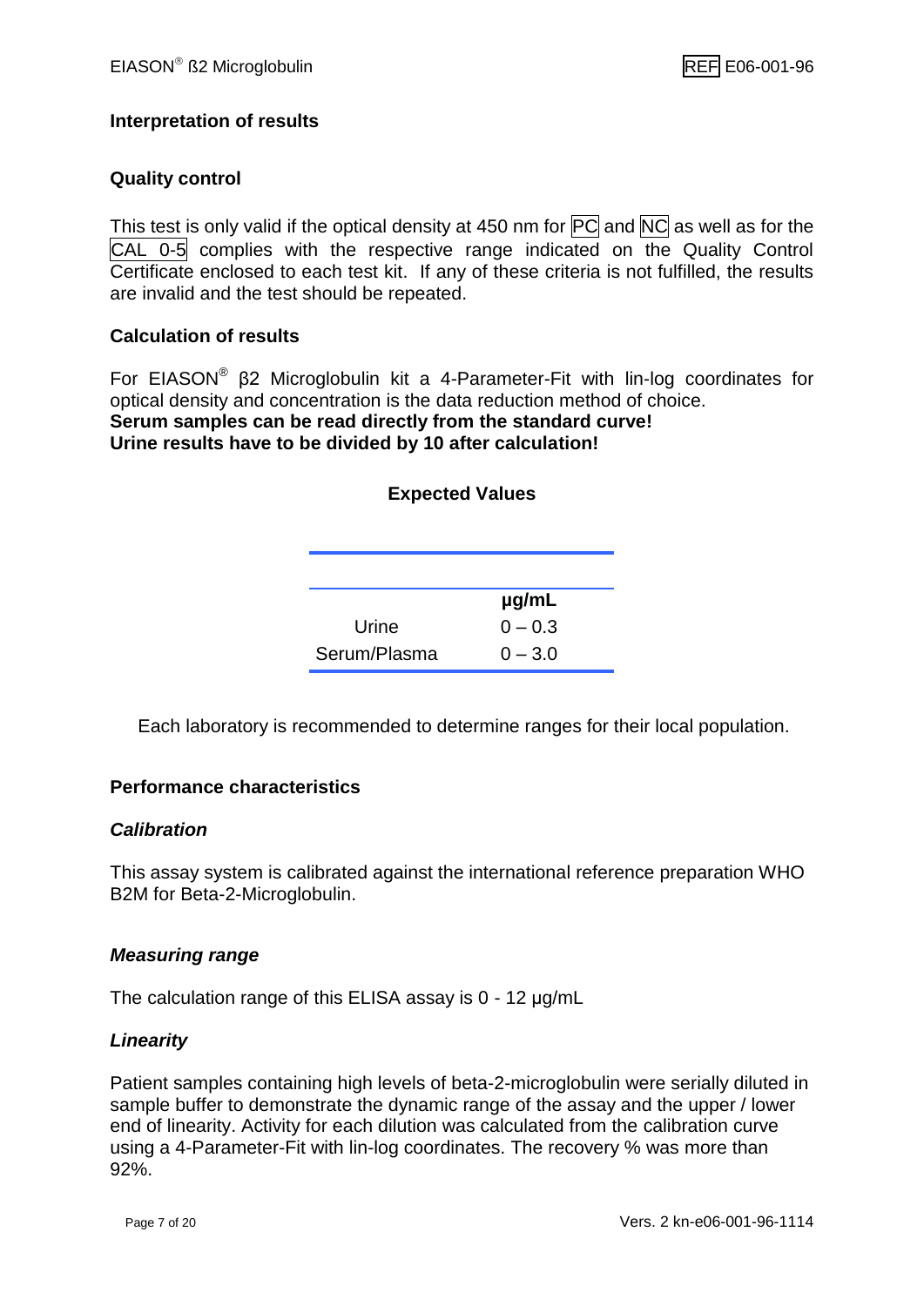## Interpretation of results

### Quality control

This test is only valid if the optical density at 450 nm for PC and NC as well as for the CAL 0-5 complies with the respective range indicated on the Quality Control Certificate enclosed to each test kit. If any of these criteria is not fulfilled, the results are invalid and the test should be repeated.

### Calculation of results

For EIASON® β2 Microglobulin kit a 4-Parameter-Fit with lin-log coordinates for optical density and concentration is the data reduction method of choice.
**Serum samples can be read directly from the standard curve!**
**Urine results have to be divided by 10 after calculation!**

### Expected Values

| | µg/mL |
|---|---|
| Urine | 0 – 0.3 |
| Serum/Plasma | 0 – 3.0 |

Each laboratory is recommended to determine ranges for their local population.

## Performance characteristics

### *Calibration*

This assay system is calibrated against the international reference preparation WHO B2M for Beta-2-Microglobulin.

### *Measuring range*

The calculation range of this ELISA assay is 0 - 12 µg/mL

### *Linearity*

Patient samples containing high levels of beta-2-microglobulin were serially diluted in sample buffer to demonstrate the dynamic range of the assay and the upper / lower end of linearity. Activity for each dilution was calculated from the calibration curve using a 4-Parameter-Fit with lin-log coordinates. The recovery % was more than 92%.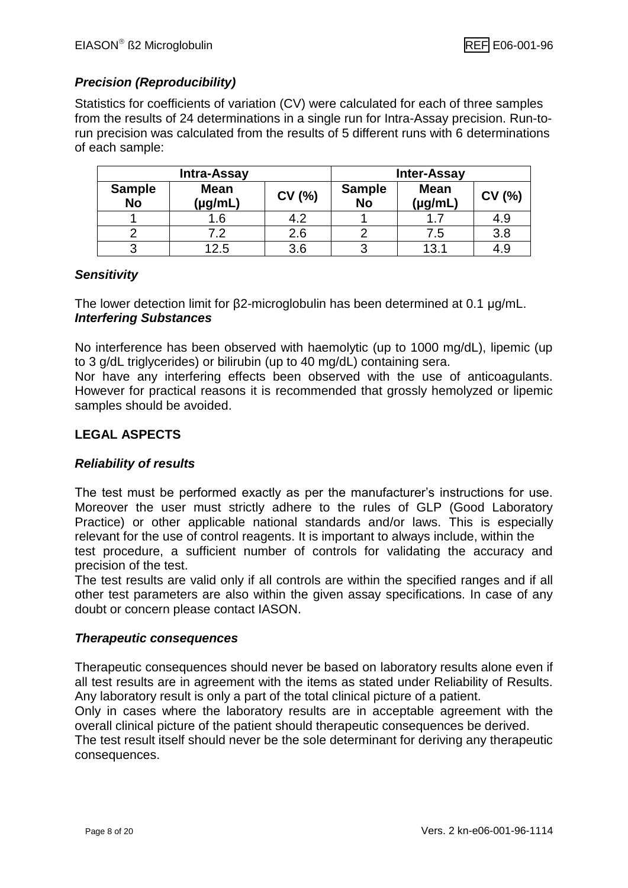### *Precision (Reproducibility)*

Statistics for coefficients of variation (CV) were calculated for each of three samples from the results of 24 determinations in a single run for Intra-Assay precision. Run-to-run precision was calculated from the results of 5 different runs with 6 determinations of each sample:

| Intra-Assay | | | Inter-Assay | | |
|---|---|---|---|---|---|
| **Sample No** | **Mean (µg/mL)** | **CV (%)** | **Sample No** | **Mean (µg/mL)** | **CV (%)** |
| 1 | 1.6 | 4.2 | 1 | 1.7 | 4.9 |
| 2 | 7.2 | 2.6 | 2 | 7.5 | 3.8 |
| 3 | 12.5 | 3.6 | 3 | 13.1 | 4.9 |

### *Sensitivity*

The lower detection limit for β2-microglobulin has been determined at 0.1 µg/mL.

### *Interfering Substances*

No interference has been observed with haemolytic (up to 1000 mg/dL), lipemic (up to 3 g/dL triglycerides) or bilirubin (up to 40 mg/dL) containing sera.
Nor have any interfering effects been observed with the use of anticoagulants. However for practical reasons it is recommended that grossly hemolyzed or lipemic samples should be avoided.

## LEGAL ASPECTS

### *Reliability of results*

The test must be performed exactly as per the manufacturer's instructions for use. Moreover the user must strictly adhere to the rules of GLP (Good Laboratory Practice) or other applicable national standards and/or laws. This is especially relevant for the use of control reagents. It is important to always include, within the test procedure, a sufficient number of controls for validating the accuracy and precision of the test.
The test results are valid only if all controls are within the specified ranges and if all other test parameters are also within the given assay specifications. In case of any doubt or concern please contact IASON.

### *Therapeutic consequences*

Therapeutic consequences should never be based on laboratory results alone even if all test results are in agreement with the items as stated under Reliability of Results. Any laboratory result is only a part of the total clinical picture of a patient.
Only in cases where the laboratory results are in acceptable agreement with the overall clinical picture of the patient should therapeutic consequences be derived.
The test result itself should never be the sole determinant for deriving any therapeutic consequences.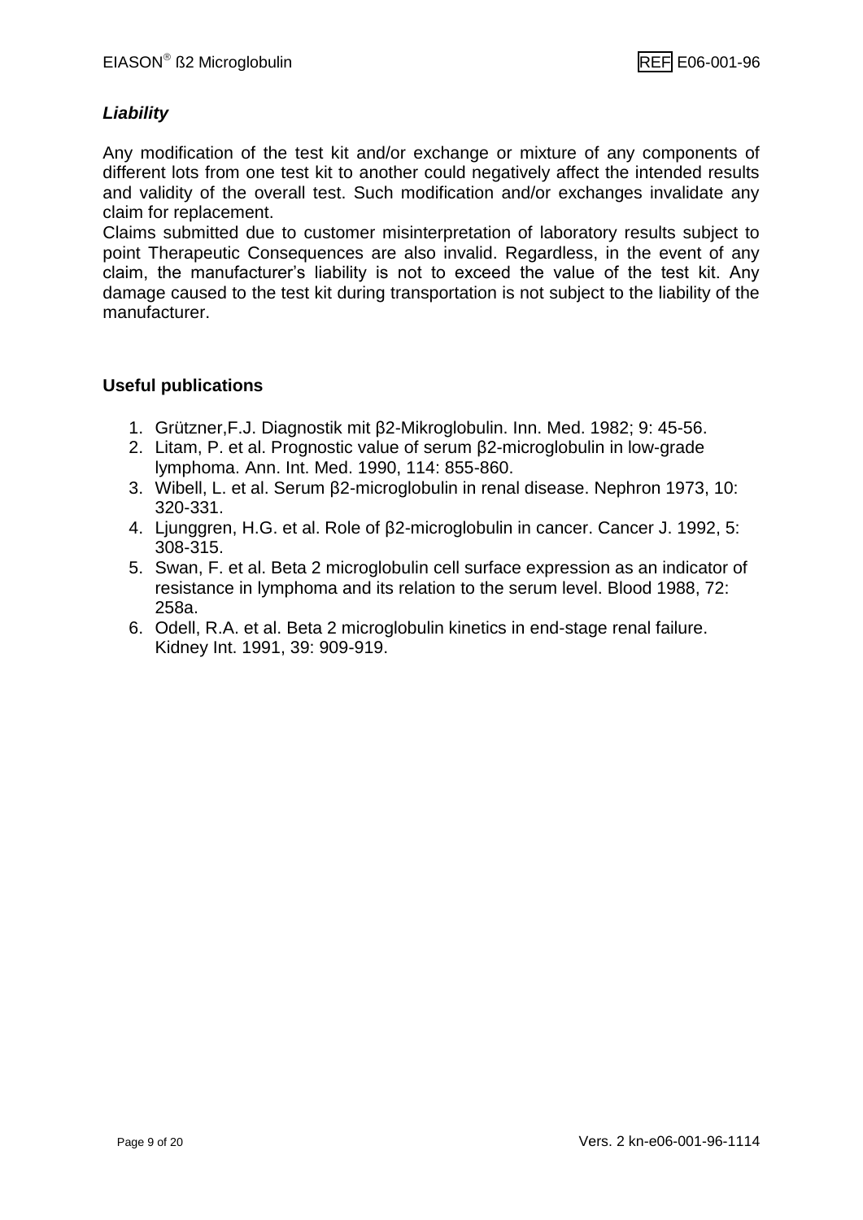### *Liability*

Any modification of the test kit and/or exchange or mixture of any components of different lots from one test kit to another could negatively affect the intended results and validity of the overall test. Such modification and/or exchanges invalidate any claim for replacement.
Claims submitted due to customer misinterpretation of laboratory results subject to point Therapeutic Consequences are also invalid. Regardless, in the event of any claim, the manufacturer's liability is not to exceed the value of the test kit. Any damage caused to the test kit during transportation is not subject to the liability of the manufacturer.

### **Useful publications**

1. Grützner,F.J. Diagnostik mit β2-Mikroglobulin. Inn. Med. 1982; 9: 45-56.
2. Litam, P. et al. Prognostic value of serum β2-microglobulin in low-grade lymphoma. Ann. Int. Med. 1990, 114: 855-860.
3. Wibell, L. et al. Serum β2-microglobulin in renal disease. Nephron 1973, 10: 320-331.
4. Ljunggren, H.G. et al. Role of β2-microglobulin in cancer. Cancer J. 1992, 5: 308-315.
5. Swan, F. et al. Beta 2 microglobulin cell surface expression as an indicator of resistance in lymphoma and its relation to the serum level. Blood 1988, 72: 258a.
6. Odell, R.A. et al. Beta 2 microglobulin kinetics in end-stage renal failure. Kidney Int. 1991, 39: 909-919.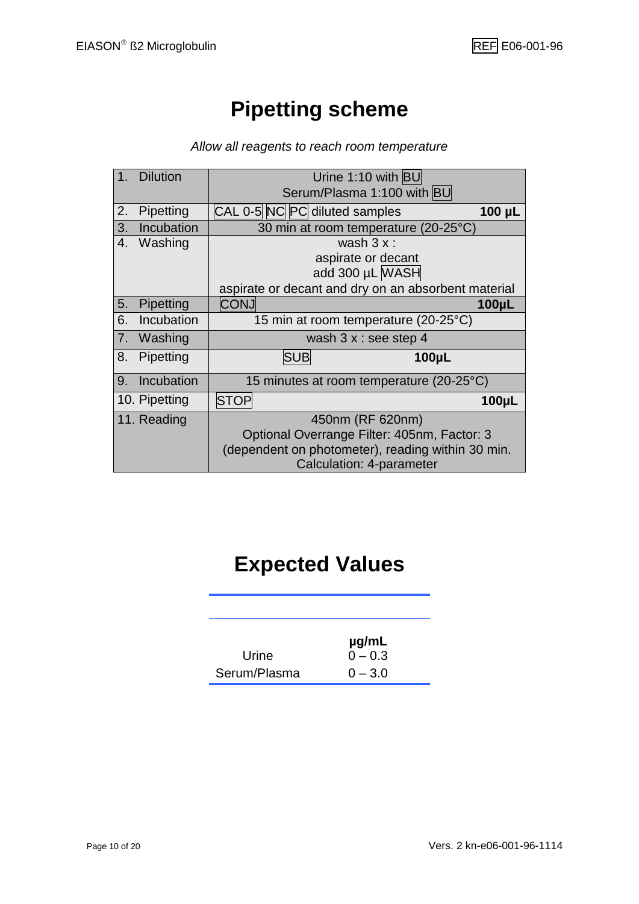# Pipetting scheme

*Allow all reagents to reach room temperature*

| Step | Procedure | Volume |
|---|---|---|
| 1. Dilution | Urine 1:10 with BU<br>Serum/Plasma 1:100 with BU | |
| 2. Pipetting | CAL 0-5 NC PC diluted samples | **100 µL** |
| 3. Incubation | 30 min at room temperature (20-25°C) | |
| 4. Washing | wash 3 x :<br>aspirate or decant<br>add 300 µL WASH<br>aspirate or decant and dry on an absorbent material | |
| 5. Pipetting | CONJ | **100µL** |
| 6. Incubation | 15 min at room temperature (20-25°C) | |
| 7. Washing | wash 3 x : see step 4 | |
| 8. Pipetting | SUB | **100µL** |
| 9. Incubation | 15 minutes at room temperature (20-25°C) | |
| 10. Pipetting | STOP | **100µL** |
| 11. Reading | 450nm (RF 620nm)<br>Optional Overrange Filter: 405nm, Factor: 3<br>(dependent on photometer), reading within 30 min.<br>Calculation: 4-parameter | |

# Expected Values

| | **µg/mL** |
|---|---|
| Urine | 0 – 0.3 |
| Serum/Plasma | 0 – 3.0 |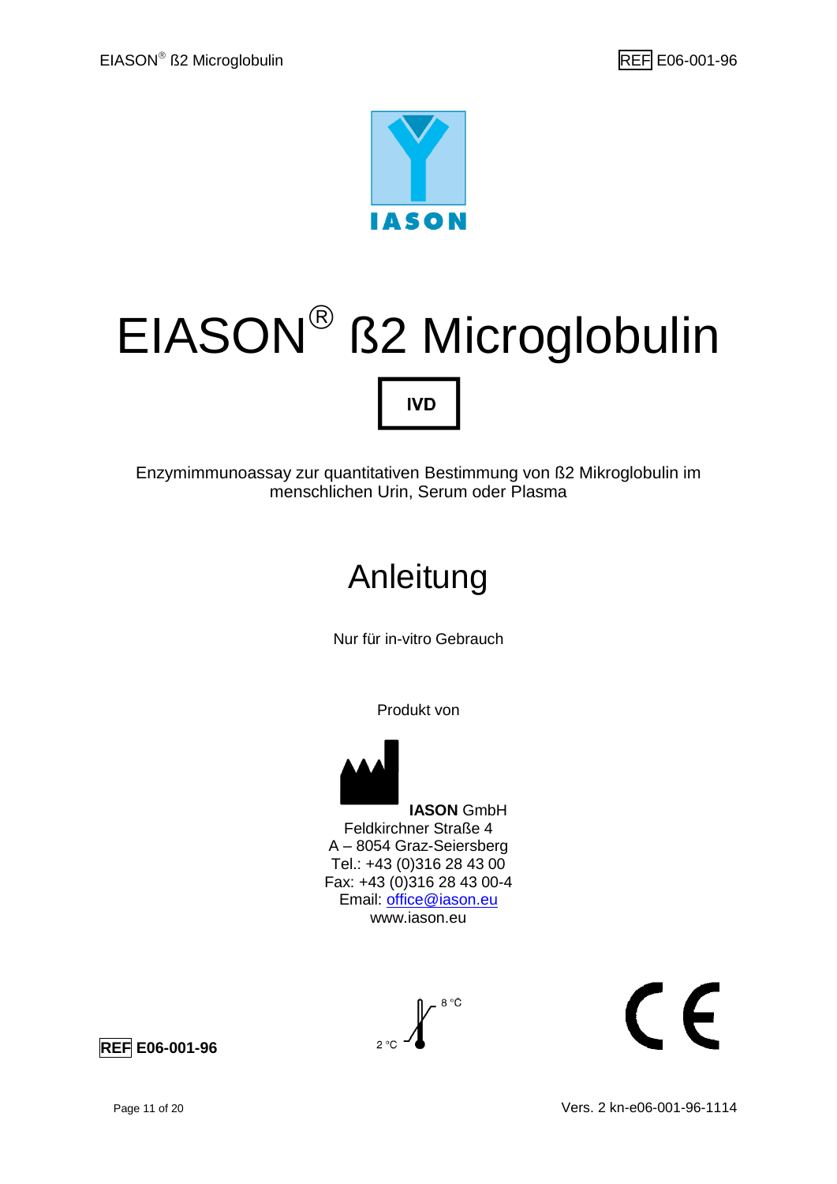IASON

# EIASON® ß2 Microglobulin

**IVD**

Enzymimmunoassay zur quantitativen Bestimmung von ß2 Mikroglobulin im menschlichen Urin, Serum oder Plasma

## Anleitung

Nur für in-vitro Gebrauch

Produkt von

**IASON** GmbH
Feldkirchner Straße 4
A – 8054 Graz-Seiersberg
Tel.: +43 (0)316 28 43 00
Fax: +43 (0)316 28 43 00-4
Email: office@iason.eu
www.iason.eu

**REF E06-001-96**

2 °C – 8 °C

CE

Vers. 2 kn-e06-001-96-1114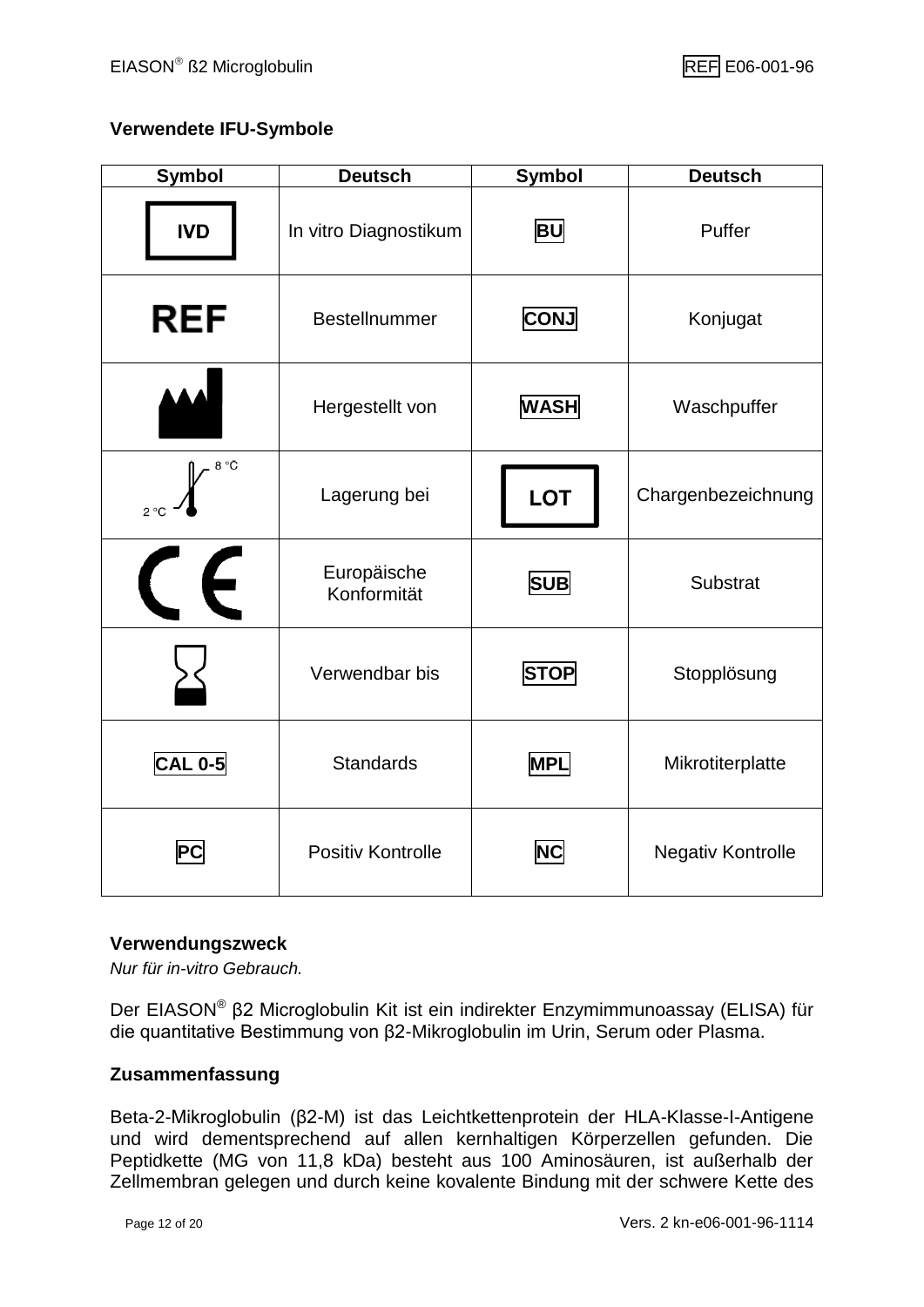### Verwendete IFU-Symbole

| Symbol | Deutsch | Symbol | Deutsch |
|---|---|---|---|
| IVD | In vitro Diagnostikum | BU | Puffer |
| REF | Bestellnummer | CONJ | Konjugat |
| | Hergestellt von | WASH | Waschpuffer |
| 2 °C – 8 °C | Lagerung bei | LOT | Chargenbezeichnung |
| CE | Europäische Konformität | SUB | Substrat |
| | Verwendbar bis | STOP | Stopplösung |
| CAL 0-5 | Standards | MPL | Mikrotiterplatte |
| PC | Positiv Kontrolle | NC | Negativ Kontrolle |

### Verwendungszweck

*Nur für in-vitro Gebrauch.*

Der EIASON® β2 Microglobulin Kit ist ein indirekter Enzymimmunoassay (ELISA) für die quantitative Bestimmung von β2-Mikroglobulin im Urin, Serum oder Plasma.

### Zusammenfassung

Beta-2-Mikroglobulin (β2-M) ist das Leichtkettenprotein der HLA-Klasse-I-Antigene und wird dementsprechend auf allen kernhaltigen Körperzellen gefunden. Die Peptidkette (MG von 11,8 kDa) besteht aus 100 Aminosäuren, ist außerhalb der Zellmembran gelegen und durch keine kovalente Bindung mit der schwere Kette des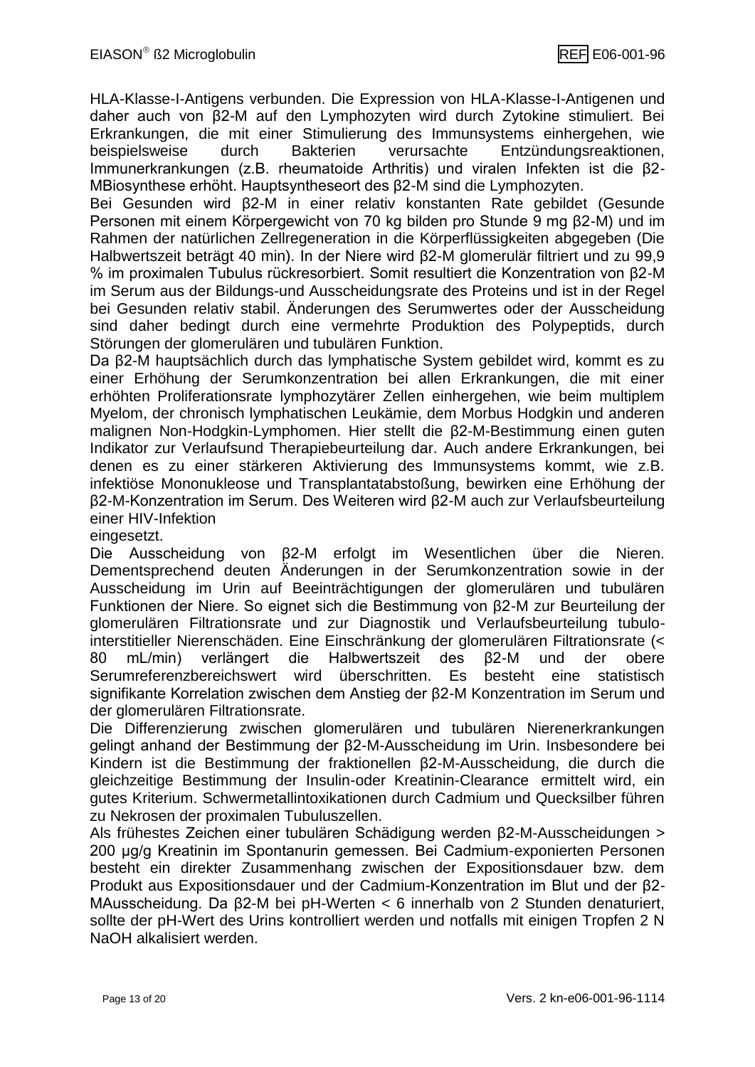HLA-Klasse-I-Antigens verbunden. Die Expression von HLA-Klasse-I-Antigenen und daher auch von β2-M auf den Lymphozyten wird durch Zytokine stimuliert. Bei Erkrankungen, die mit einer Stimulierung des Immunsystems einhergehen, wie beispielsweise durch Bakterien verursachte Entzündungsreaktionen, Immunerkrankungen (z.B. rheumatoide Arthritis) und viralen Infekten ist die β2-MBiosynthese erhöht. Hauptsyntheseort des β2-M sind die Lymphozyten.

Bei Gesunden wird β2-M in einer relativ konstanten Rate gebildet (Gesunde Personen mit einem Körpergewicht von 70 kg bilden pro Stunde 9 mg β2-M) und im Rahmen der natürlichen Zellregeneration in die Körperflüssigkeiten abgegeben (Die Halbwertszeit beträgt 40 min). In der Niere wird β2-M glomerulär filtriert und zu 99,9 % im proximalen Tubulus rückresorbiert. Somit resultiert die Konzentration von β2-M im Serum aus der Bildungs-und Ausscheidungsrate des Proteins und ist in der Regel bei Gesunden relativ stabil. Änderungen des Serumwertes oder der Ausscheidung sind daher bedingt durch eine vermehrte Produktion des Polypeptids, durch Störungen der glomerulären und tubulären Funktion.

Da β2-M hauptsächlich durch das lymphatische System gebildet wird, kommt es zu einer Erhöhung der Serumkonzentration bei allen Erkrankungen, die mit einer erhöhten Proliferationsrate lymphozytärer Zellen einhergehen, wie beim multiplem Myelom, der chronisch lymphatischen Leukämie, dem Morbus Hodgkin und anderen malignen Non-Hodgkin-Lymphomen. Hier stellt die β2-M-Bestimmung einen guten Indikator zur Verlaufsund Therapiebeurteilung dar. Auch andere Erkrankungen, bei denen es zu einer stärkeren Aktivierung des Immunsystems kommt, wie z.B. infektiöse Mononukleose und Transplantatabstoßung, bewirken eine Erhöhung der β2-M-Konzentration im Serum. Des Weiteren wird β2-M auch zur Verlaufsbeurteilung einer HIV-Infektion eingesetzt.

Die Ausscheidung von β2-M erfolgt im Wesentlichen über die Nieren. Dementsprechend deuten Änderungen in der Serumkonzentration sowie in der Ausscheidung im Urin auf Beeinträchtigungen der glomerulären und tubulären Funktionen der Niere. So eignet sich die Bestimmung von β2-M zur Beurteilung der glomerulären Filtrationsrate und zur Diagnostik und Verlaufsbeurteilung tubulo-interstitieller Nierenschäden. Eine Einschränkung der glomerulären Filtrationsrate (< 80 mL/min) verlängert die Halbwertszeit des β2-M und der obere Serumreferenzbereichswert wird überschritten. Es besteht eine statistisch signifikante Korrelation zwischen dem Anstieg der β2-M Konzentration im Serum und der glomerulären Filtrationsrate.

Die Differenzierung zwischen glomerulären und tubulären Nierenerkrankungen gelingt anhand der Bestimmung der β2-M-Ausscheidung im Urin. Insbesondere bei Kindern ist die Bestimmung der fraktionellen β2-M-Ausscheidung, die durch die gleichzeitige Bestimmung der Insulin-oder Kreatinin-Clearance ermittelt wird, ein gutes Kriterium. Schwermetallintoxikationen durch Cadmium und Quecksilber führen zu Nekrosen der proximalen Tubuluszellen.

Als frühestes Zeichen einer tubulären Schädigung werden β2-M-Ausscheidungen > 200 µg/g Kreatinin im Spontanurin gemessen. Bei Cadmium-exponierten Personen besteht ein direkter Zusammenhang zwischen der Expositionsdauer bzw. dem Produkt aus Expositionsdauer und der Cadmium-Konzentration im Blut und der β2-MAusscheidung. Da β2-M bei pH-Werten < 6 innerhalb von 2 Stunden denaturiert, sollte der pH-Wert des Urins kontrolliert werden und notfalls mit einigen Tropfen 2 N NaOH alkalisiert werden.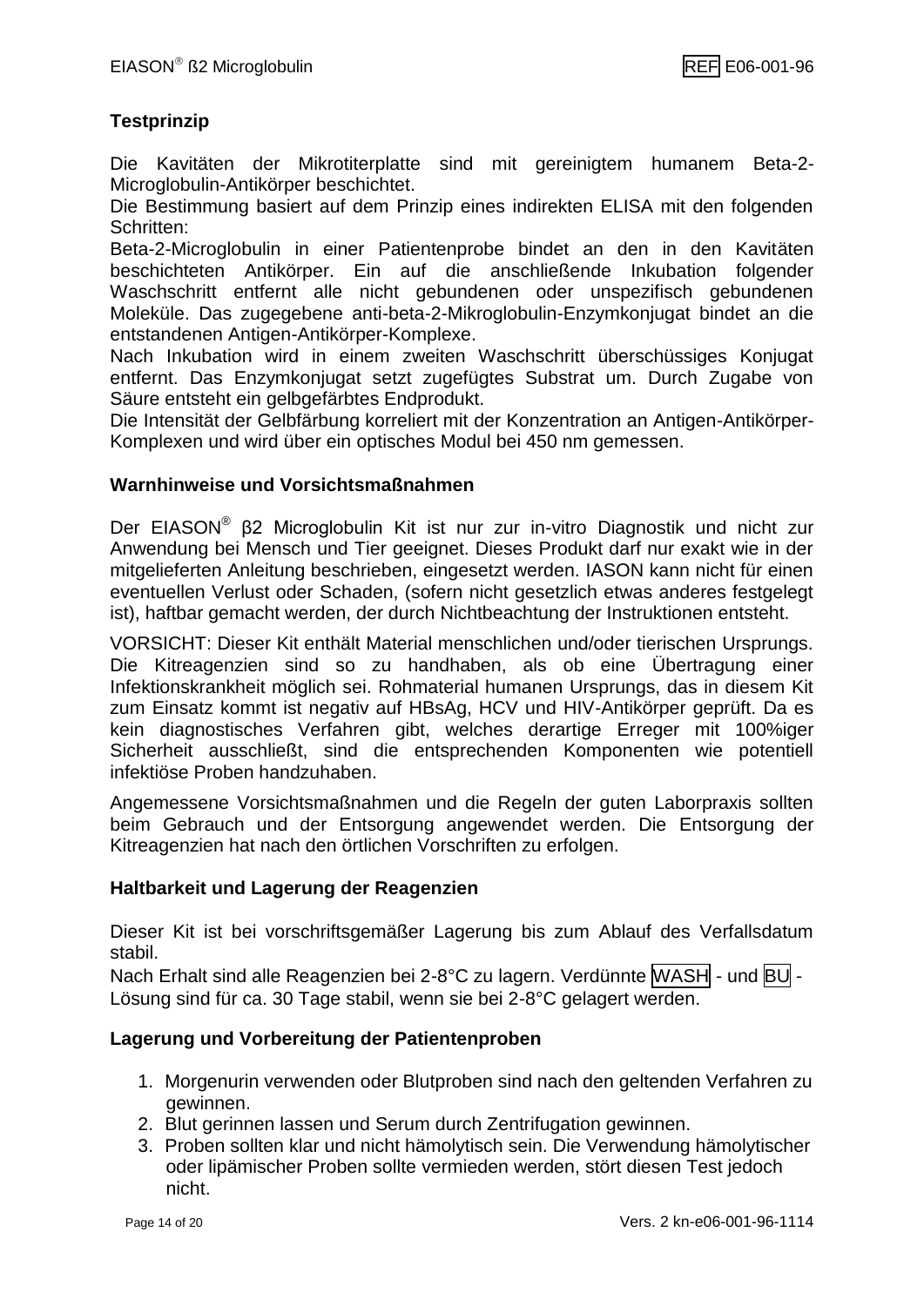## Testprinzip

Die Kavitäten der Mikrotiterplatte sind mit gereinigtem humanem Beta-2-Microglobulin-Antikörper beschichtet.
Die Bestimmung basiert auf dem Prinzip eines indirekten ELISA mit den folgenden Schritten:
Beta-2-Microglobulin in einer Patientenprobe bindet an den in den Kavitäten beschichteten Antikörper. Ein auf die anschließende Inkubation folgender Waschschritt entfernt alle nicht gebundenen oder unspezifisch gebundenen Moleküle. Das zugegebene anti-beta-2-Mikroglobulin-Enzymkonjugat bindet an die entstandenen Antigen-Antikörper-Komplexe.
Nach Inkubation wird in einem zweiten Waschschritt überschüssiges Konjugat entfernt. Das Enzymkonjugat setzt zugefügtes Substrat um. Durch Zugabe von Säure entsteht ein gelbgefärbtes Endprodukt.
Die Intensität der Gelbfärbung korreliert mit der Konzentration an Antigen-Antikörper-Komplexen und wird über ein optisches Modul bei 450 nm gemessen.

## Warnhinweise und Vorsichtsmaßnahmen

Der EIASON® β2 Microglobulin Kit ist nur zur in-vitro Diagnostik und nicht zur Anwendung bei Mensch und Tier geeignet. Dieses Produkt darf nur exakt wie in der mitgelieferten Anleitung beschrieben, eingesetzt werden. IASON kann nicht für einen eventuellen Verlust oder Schaden, (sofern nicht gesetzlich etwas anderes festgelegt ist), haftbar gemacht werden, der durch Nichtbeachtung der Instruktionen entsteht.

VORSICHT: Dieser Kit enthält Material menschlichen und/oder tierischen Ursprungs. Die Kitreagenzien sind so zu handhaben, als ob eine Übertragung einer Infektionskrankheit möglich sei. Rohmaterial humanen Ursprungs, das in diesem Kit zum Einsatz kommt ist negativ auf HBsAg, HCV und HIV-Antikörper geprüft. Da es kein diagnostisches Verfahren gibt, welches derartige Erreger mit 100%iger Sicherheit ausschließt, sind die entsprechenden Komponenten wie potentiell infektiöse Proben handzuhaben.

Angemessene Vorsichtsmaßnahmen und die Regeln der guten Laborpraxis sollten beim Gebrauch und der Entsorgung angewendet werden. Die Entsorgung der Kitreagenzien hat nach den örtlichen Vorschriften zu erfolgen.

## Haltbarkeit und Lagerung der Reagenzien

Dieser Kit ist bei vorschriftsgemäßer Lagerung bis zum Ablauf des Verfallsdatum stabil.
Nach Erhalt sind alle Reagenzien bei 2-8°C zu lagern. Verdünnte WASH - und BU - Lösung sind für ca. 30 Tage stabil, wenn sie bei 2-8°C gelagert werden.

## Lagerung und Vorbereitung der Patientenproben

1. Morgenurin verwenden oder Blutproben sind nach den geltenden Verfahren zu gewinnen.
2. Blut gerinnen lassen und Serum durch Zentrifugation gewinnen.
3. Proben sollten klar und nicht hämolytisch sein. Die Verwendung hämolytischer oder lipämischer Proben sollte vermieden werden, stört diesen Test jedoch nicht.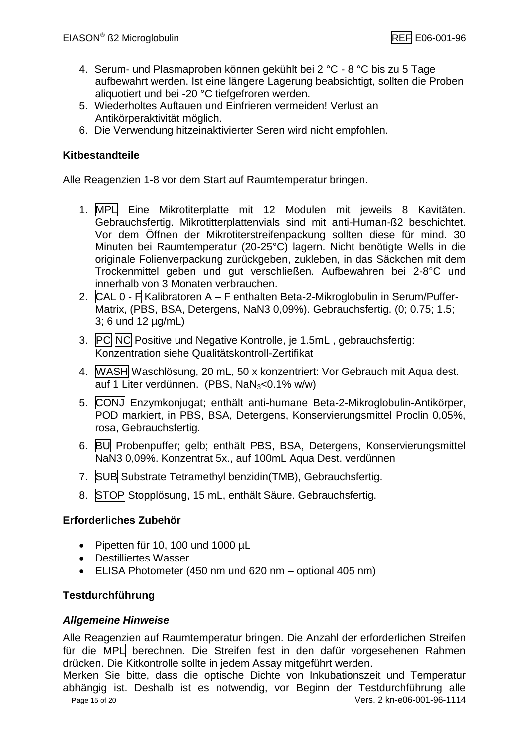4. Serum- und Plasmaproben können gekühlt bei 2 °C - 8 °C bis zu 5 Tage aufbewahrt werden. Ist eine längere Lagerung beabsichtigt, sollten die Proben aliquotiert und bei -20 °C tiefgefroren werden.
5. Wiederholtes Auftauen und Einfrieren vermeiden! Verlust an Antikörperaktivität möglich.
6. Die Verwendung hitzeinaktivierter Seren wird nicht empfohlen.

**Kitbestandteile**

Alle Reagenzien 1-8 vor dem Start auf Raumtemperatur bringen.

1. MPL Eine Mikrotiterplatte mit 12 Modulen mit jeweils 8 Kavitäten. Gebrauchsfertig. Mikrotitterplattenvials sind mit anti-Human-ß2 beschichtet. Vor dem Öffnen der Mikrotiterstreifenpackung sollten diese für mind. 30 Minuten bei Raumtemperatur (20-25°C) lagern. Nicht benötigte Wells in die originale Folienverpackung zurückgeben, zukleben, in das Säckchen mit dem Trockenmittel geben und gut verschließen. Aufbewahren bei 2-8°C und innerhalb von 3 Monaten verbrauchen.
2. CAL 0 - F Kalibratoren A – F enthalten Beta-2-Mikroglobulin in Serum/Puffer-Matrix, (PBS, BSA, Detergens, NaN3 0,09%). Gebrauchsfertig. (0; 0.75; 1.5; 3; 6 und 12 µg/mL)
3. PC NC Positive und Negative Kontrolle, je 1.5mL , gebrauchsfertig: Konzentration siehe Qualitätskontroll-Zertifikat
4. WASH Waschlösung, 20 mL, 50 x konzentriert: Vor Gebrauch mit Aqua dest. auf 1 Liter verdünnen. (PBS, $NaN_3$<0.1% w/w)
5. CONJ Enzymkonjugat; enthält anti-humane Beta-2-Mikroglobulin-Antikörper, POD markiert, in PBS, BSA, Detergens, Konservierungsmittel Proclin 0,05%, rosa, Gebrauchsfertig.
6. BU Probenpuffer; gelb; enthält PBS, BSA, Detergens, Konservierungsmittel NaN3 0,09%. Konzentrat 5x., auf 100mL Aqua Dest. verdünnen
7. SUB Substrate Tetramethyl benzidin(TMB), Gebrauchsfertig.
8. STOP Stopplösung, 15 mL, enthält Säure. Gebrauchsfertig.

**Erforderliches Zubehör**

- Pipetten für 10, 100 und 1000 µL
- Destilliertes Wasser
- ELISA Photometer (450 nm und 620 nm – optional 405 nm)

**Testdurchführung**

***Allgemeine Hinweise***

Alle Reagenzien auf Raumtemperatur bringen. Die Anzahl der erforderlichen Streifen für die MPL berechnen. Die Streifen fest in den dafür vorgesehenen Rahmen drücken. Die Kitkontrolle sollte in jedem Assay mitgeführt werden.
Merken Sie bitte, dass die optische Dichte von Inkubationszeit und Temperatur abhängig ist. Deshalb ist es notwendig, vor Beginn der Testdurchführung alle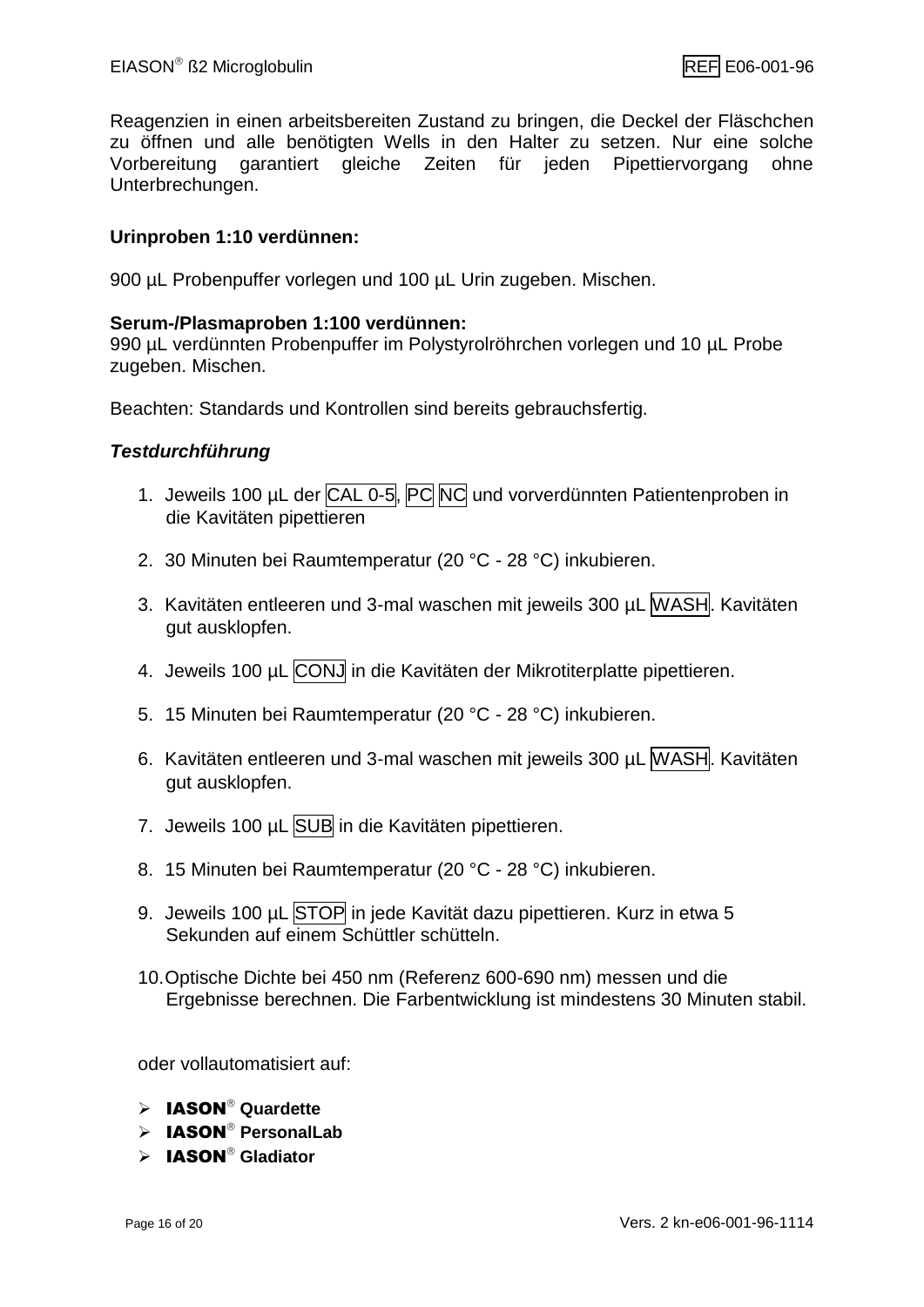Reagenzien in einen arbeitsbereiten Zustand zu bringen, die Deckel der Fläschchen zu öffnen und alle benötigten Wells in den Halter zu setzen. Nur eine solche Vorbereitung garantiert gleiche Zeiten für jeden Pipettiervorgang ohne Unterbrechungen.

**Urinproben 1:10 verdünnen:**

900 µL Probenpuffer vorlegen und 100 µL Urin zugeben. Mischen.

**Serum-/Plasmaproben 1:100 verdünnen:**
990 µL verdünnten Probenpuffer im Polystyrolröhrchen vorlegen und 10 µL Probe zugeben. Mischen.

Beachten: Standards und Kontrollen sind bereits gebrauchsfertig.

***Testdurchführung***

1. Jeweils 100 µL der CAL 0-5, PC NC und vorverdünnten Patientenproben in die Kavitäten pipettieren
2. 30 Minuten bei Raumtemperatur (20 °C - 28 °C) inkubieren.
3. Kavitäten entleeren und 3-mal waschen mit jeweils 300 µL WASH. Kavitäten gut ausklopfen.
4. Jeweils 100 µL CONJ in die Kavitäten der Mikrotiterplatte pipettieren.
5. 15 Minuten bei Raumtemperatur (20 °C - 28 °C) inkubieren.
6. Kavitäten entleeren und 3-mal waschen mit jeweils 300 µL WASH. Kavitäten gut ausklopfen.
7. Jeweils 100 µL SUB in die Kavitäten pipettieren.
8. 15 Minuten bei Raumtemperatur (20 °C - 28 °C) inkubieren.
9. Jeweils 100 µL STOP in jede Kavität dazu pipettieren. Kurz in etwa 5 Sekunden auf einem Schüttler schütteln.
10. Optische Dichte bei 450 nm (Referenz 600-690 nm) messen und die Ergebnisse berechnen. Die Farbentwicklung ist mindestens 30 Minuten stabil.

oder vollautomatisiert auf:

- **IASON® Quardette**
- **IASON® PersonalLab**
- **IASON® Gladiator**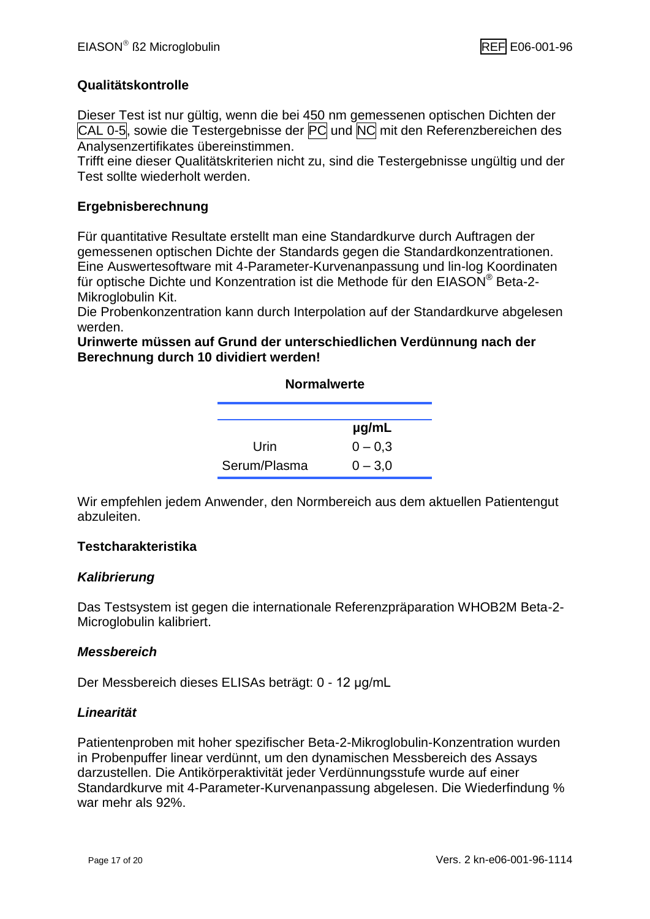**Qualitätskontrolle**

Dieser Test ist nur gültig, wenn die bei 450 nm gemessenen optischen Dichten der CAL 0-5, sowie die Testergebnisse der PC und NC mit den Referenzbereichen des Analysenzertifikates übereinstimmen.
Trifft eine dieser Qualitätskriterien nicht zu, sind die Testergebnisse ungültig und der Test sollte wiederholt werden.

**Ergebnisberechnung**

Für quantitative Resultate erstellt man eine Standardkurve durch Auftragen der gemessenen optischen Dichte der Standards gegen die Standardkonzentrationen. Eine Auswertesoftware mit 4-Parameter-Kurvenanpassung und lin-log Koordinaten für optische Dichte und Konzentration ist die Methode für den EIASON® Beta-2-Mikroglobulin Kit.
Die Probenkonzentration kann durch Interpolation auf der Standardkurve abgelesen werden.
**Urinwerte müssen auf Grund der unterschiedlichen Verdünnung nach der Berechnung durch 10 dividiert werden!**

**Normalwerte**

| | µg/mL |
|---|---|
| Urin | 0 – 0,3 |
| Serum/Plasma | 0 – 3,0 |

Wir empfehlen jedem Anwender, den Normbereich aus dem aktuellen Patientengut abzuleiten.

**Testcharakteristika**

***Kalibrierung***

Das Testsystem ist gegen die internationale Referenzpräparation WHOB2M Beta-2-Microglobulin kalibriert.

***Messbereich***

Der Messbereich dieses ELISAs beträgt: 0 - 12 µg/mL

***Linearität***

Patientenproben mit hoher spezifischer Beta-2-Mikroglobulin-Konzentration wurden in Probenpuffer linear verdünnt, um den dynamischen Messbereich des Assays darzustellen. Die Antikörperaktivität jeder Verdünnungsstufe wurde auf einer Standardkurve mit 4-Parameter-Kurvenanpassung abgelesen. Die Wiederfindung % war mehr als 92%.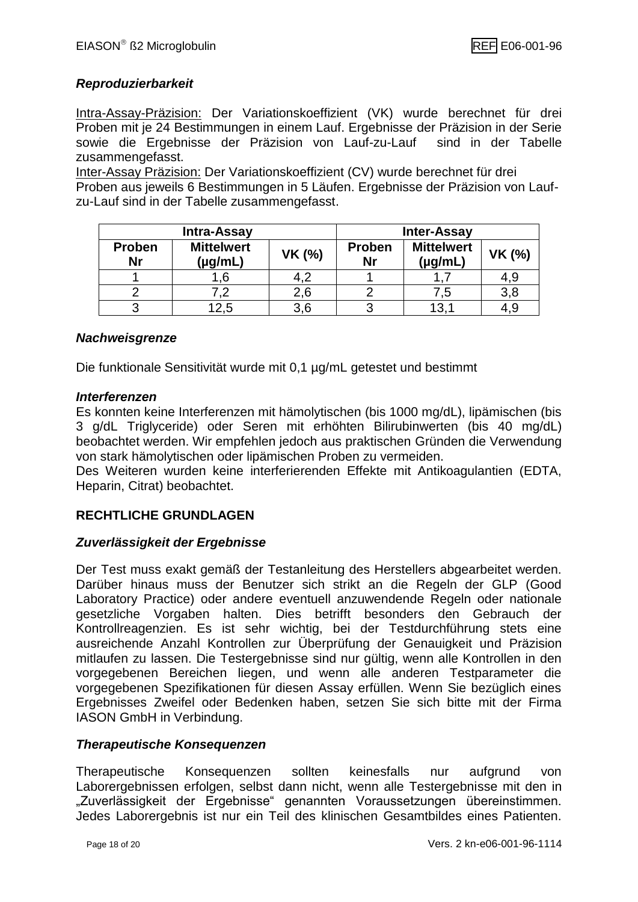### *Reproduzierbarkeit*

Intra-Assay-Präzision: Der Variationskoeffizient (VK) wurde berechnet für drei Proben mit je 24 Bestimmungen in einem Lauf. Ergebnisse der Präzision in der Serie sowie die Ergebnisse der Präzision von Lauf-zu-Lauf sind in der Tabelle zusammengefasst.
Inter-Assay Präzision: Der Variationskoeffizient (CV) wurde berechnet für drei Proben aus jeweils 6 Bestimmungen in 5 Läufen. Ergebnisse der Präzision von Lauf-zu-Lauf sind in der Tabelle zusammengefasst.

| **Intra-Assay** | | | **Inter-Assay** | | |
|---|---|---|---|---|---|
| **Proben Nr** | **Mittelwert (µg/mL)** | **VK (%)** | **Proben Nr** | **Mittelwert (µg/mL)** | **VK (%)** |
| 1 | 1,6 | 4,2 | 1 | 1,7 | 4,9 |
| 2 | 7,2 | 2,6 | 2 | 7,5 | 3,8 |
| 3 | 12,5 | 3,6 | 3 | 13,1 | 4,9 |

### *Nachweisgrenze*

Die funktionale Sensitivität wurde mit 0,1 µg/mL getestet und bestimmt

### *Interferenzen*

Es konnten keine Interferenzen mit hämolytischen (bis 1000 mg/dL), lipämischen (bis 3 g/dL Triglyceride) oder Seren mit erhöhten Bilirubinwerten (bis 40 mg/dL) beobachtet werden. Wir empfehlen jedoch aus praktischen Gründen die Verwendung von stark hämolytischen oder lipämischen Proben zu vermeiden.
Des Weiteren wurden keine interferierenden Effekte mit Antikoagulantien (EDTA, Heparin, Citrat) beobachtet.

## RECHTLICHE GRUNDLAGEN

### *Zuverlässigkeit der Ergebnisse*

Der Test muss exakt gemäß der Testanleitung des Herstellers abgearbeitet werden. Darüber hinaus muss der Benutzer sich strikt an die Regeln der GLP (Good Laboratory Practice) oder andere eventuell anzuwendende Regeln oder nationale gesetzliche Vorgaben halten. Dies betrifft besonders den Gebrauch der Kontrollreagenzien. Es ist sehr wichtig, bei der Testdurchführung stets eine ausreichende Anzahl Kontrollen zur Überprüfung der Genauigkeit und Präzision mitlaufen zu lassen. Die Testergebnisse sind nur gültig, wenn alle Kontrollen in den vorgegebenen Bereichen liegen, und wenn alle anderen Testparameter die vorgegebenen Spezifikationen für diesen Assay erfüllen. Wenn Sie bezüglich eines Ergebnisses Zweifel oder Bedenken haben, setzen Sie sich bitte mit der Firma IASON GmbH in Verbindung.

### *Therapeutische Konsequenzen*

Therapeutische Konsequenzen sollten keinesfalls nur aufgrund von Laborergebnissen erfolgen, selbst dann nicht, wenn alle Testergebnisse mit den in „Zuverlässigkeit der Ergebnisse“ genannten Voraussetzungen übereinstimmen. Jedes Laborergebnis ist nur ein Teil des klinischen Gesamtbildes eines Patienten.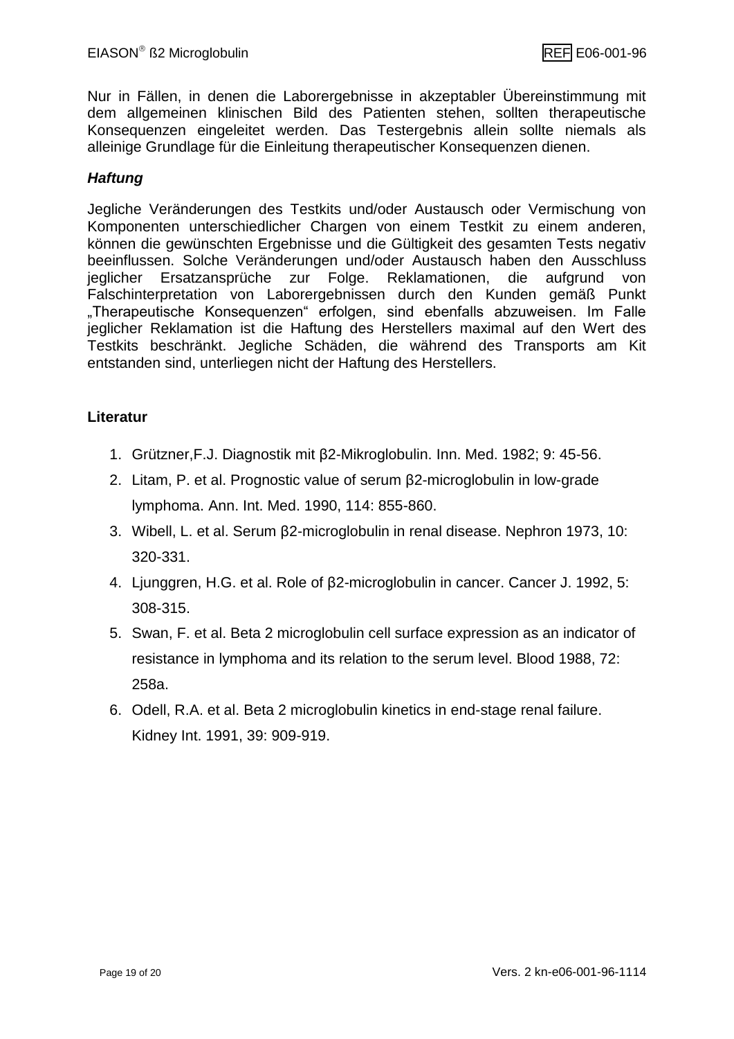Nur in Fällen, in denen die Laborergebnisse in akzeptabler Übereinstimmung mit dem allgemeinen klinischen Bild des Patienten stehen, sollten therapeutische Konsequenzen eingeleitet werden. Das Testergebnis allein sollte niemals als alleinige Grundlage für die Einleitung therapeutischer Konsequenzen dienen.

### *Haftung*

Jegliche Veränderungen des Testkits und/oder Austausch oder Vermischung von Komponenten unterschiedlicher Chargen von einem Testkit zu einem anderen, können die gewünschten Ergebnisse und die Gültigkeit des gesamten Tests negativ beeinflussen. Solche Veränderungen und/oder Austausch haben den Ausschluss jeglicher Ersatzansprüche zur Folge. Reklamationen, die aufgrund von Falschinterpretation von Laborergebnissen durch den Kunden gemäß Punkt „Therapeutische Konsequenzen" erfolgen, sind ebenfalls abzuweisen. Im Falle jeglicher Reklamation ist die Haftung des Herstellers maximal auf den Wert des Testkits beschränkt. Jegliche Schäden, die während des Transports am Kit entstanden sind, unterliegen nicht der Haftung des Herstellers.

## Literatur

1. Grützner,F.J. Diagnostik mit β2-Mikroglobulin. Inn. Med. 1982; 9: 45-56.
2. Litam, P. et al. Prognostic value of serum β2-microglobulin in low-grade lymphoma. Ann. Int. Med. 1990, 114: 855-860.
3. Wibell, L. et al. Serum β2-microglobulin in renal disease. Nephron 1973, 10: 320-331.
4. Ljunggren, H.G. et al. Role of β2-microglobulin in cancer. Cancer J. 1992, 5: 308-315.
5. Swan, F. et al. Beta 2 microglobulin cell surface expression as an indicator of resistance in lymphoma and its relation to the serum level. Blood 1988, 72: 258a.
6. Odell, R.A. et al. Beta 2 microglobulin kinetics in end-stage renal failure. Kidney Int. 1991, 39: 909-919.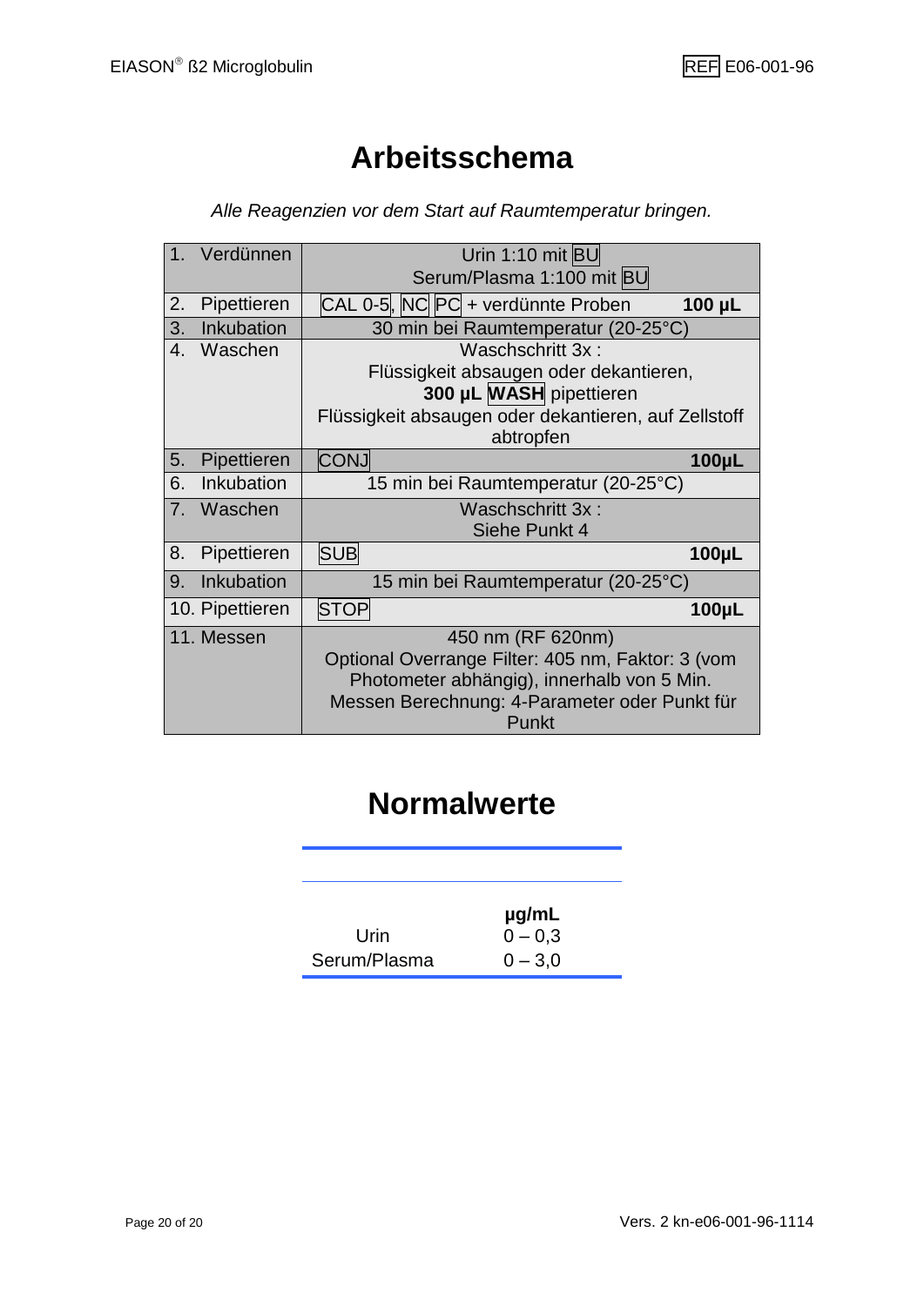# Arbeitsschema

*Alle Reagenzien vor dem Start auf Raumtemperatur bringen.*

| | |
|---|---|
| 1. Verdünnen | Urin 1:10 mit BU<br>Serum/Plasma 1:100 mit BU |
| 2. Pipettieren | CAL 0-5, NC PC + verdünnte Proben **100 µL** |
| 3. Inkubation | 30 min bei Raumtemperatur (20-25°C) |
| 4. Waschen | Waschschritt 3x :<br>Flüssigkeit absaugen oder dekantieren,<br>**300 µL WASH** pipettieren<br>Flüssigkeit absaugen oder dekantieren, auf Zellstoff abtropfen |
| 5. Pipettieren | CONJ **100µL** |
| 6. Inkubation | 15 min bei Raumtemperatur (20-25°C) |
| 7. Waschen | Waschschritt 3x :<br>Siehe Punkt 4 |
| 8. Pipettieren | SUB **100µL** |
| 9. Inkubation | 15 min bei Raumtemperatur (20-25°C) |
| 10. Pipettieren | STOP **100µL** |
| 11. Messen | 450 nm (RF 620nm)<br>Optional Overrange Filter: 405 nm, Faktor: 3 (vom Photometer abhängig), innerhalb von 5 Min.<br>Messen Berechnung: 4-Parameter oder Punkt für Punkt |

# Normalwerte

| | **µg/mL** |
|---|---|
| Urin | 0 – 0,3 |
| Serum/Plasma | 0 – 3,0 |